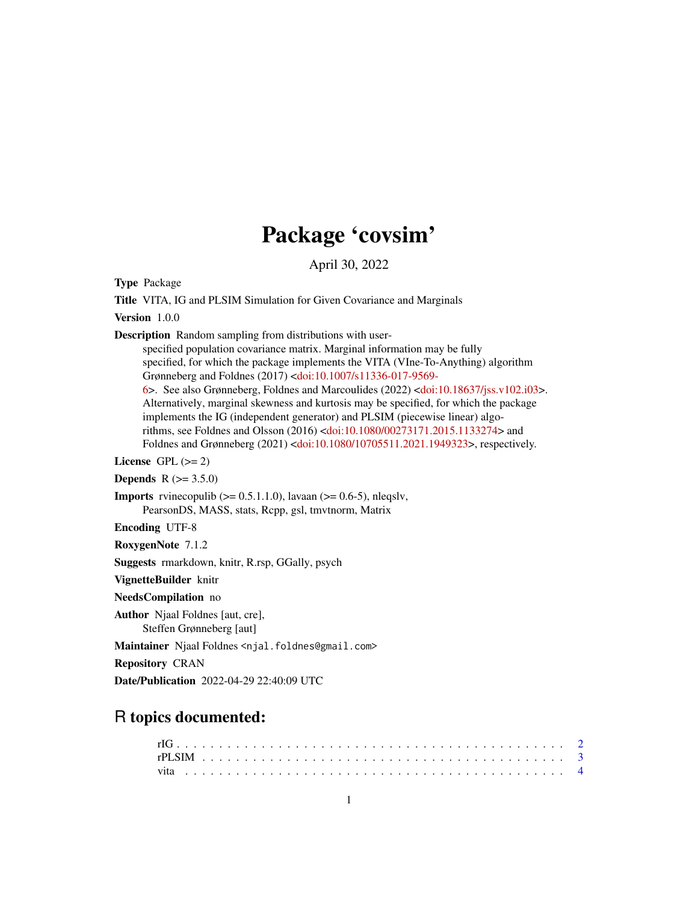# Package 'covsim'

April 30, 2022

**Type** Package

**Title** VITA, IG and PLSIM Simulation for Given Covariance and Marginals

**Version** 1.0.0

**Description** Random sampling from distributions with user-specified population covariance matrix. Marginal information may be fully specified, for which the package implements the VITA (VIne-To-Anything) algorithm Grønneberg and Foldnes (2017) <doi:10.1007/s11336-017-9569-6>. See also Grønneberg, Foldnes and Marcoulides (2022) <doi:10.18637/jss.v102.i03>. Alternatively, marginal skewness and kurtosis may be specified, for which the package implements the IG (independent generator) and PLSIM (piecewise linear) algorithms, see Foldnes and Olsson (2016) <doi:10.1080/00273171.2015.1133274> and Foldnes and Grønneberg (2021) <doi:10.1080/10705511.2021.1949323>, respectively.

**License** GPL (>= 2)

**Depends** R (>= 3.5.0)

**Imports** rvinecopulib (>= 0.5.1.1.0), lavaan (>= 0.6-5), nleqslv, PearsonDS, MASS, stats, Rcpp, gsl, tmvtnorm, Matrix

**Encoding** UTF-8

**RoxygenNote** 7.1.2

**Suggests** rmarkdown, knitr, R.rsp, GGally, psych

**VignetteBuilder** knitr

**NeedsCompilation** no

**Author** Njaal Foldnes [aut, cre], Steffen Grønneberg [aut]

**Maintainer** Njaal Foldnes <njal.foldnes@gmail.com>

**Repository** CRAN

**Date/Publication** 2022-04-29 22:40:09 UTC

## R topics documented:

rIG . . . . . . . . . . . . . . . . . . . . . . . . . . . . . . . . . . . . . . . . . 2
rPLSIM . . . . . . . . . . . . . . . . . . . . . . . . . . . . . . . . . . . . . . . 3
vita . . . . . . . . . . . . . . . . . . . . . . . . . . . . . . . . . . . . . . . . . 4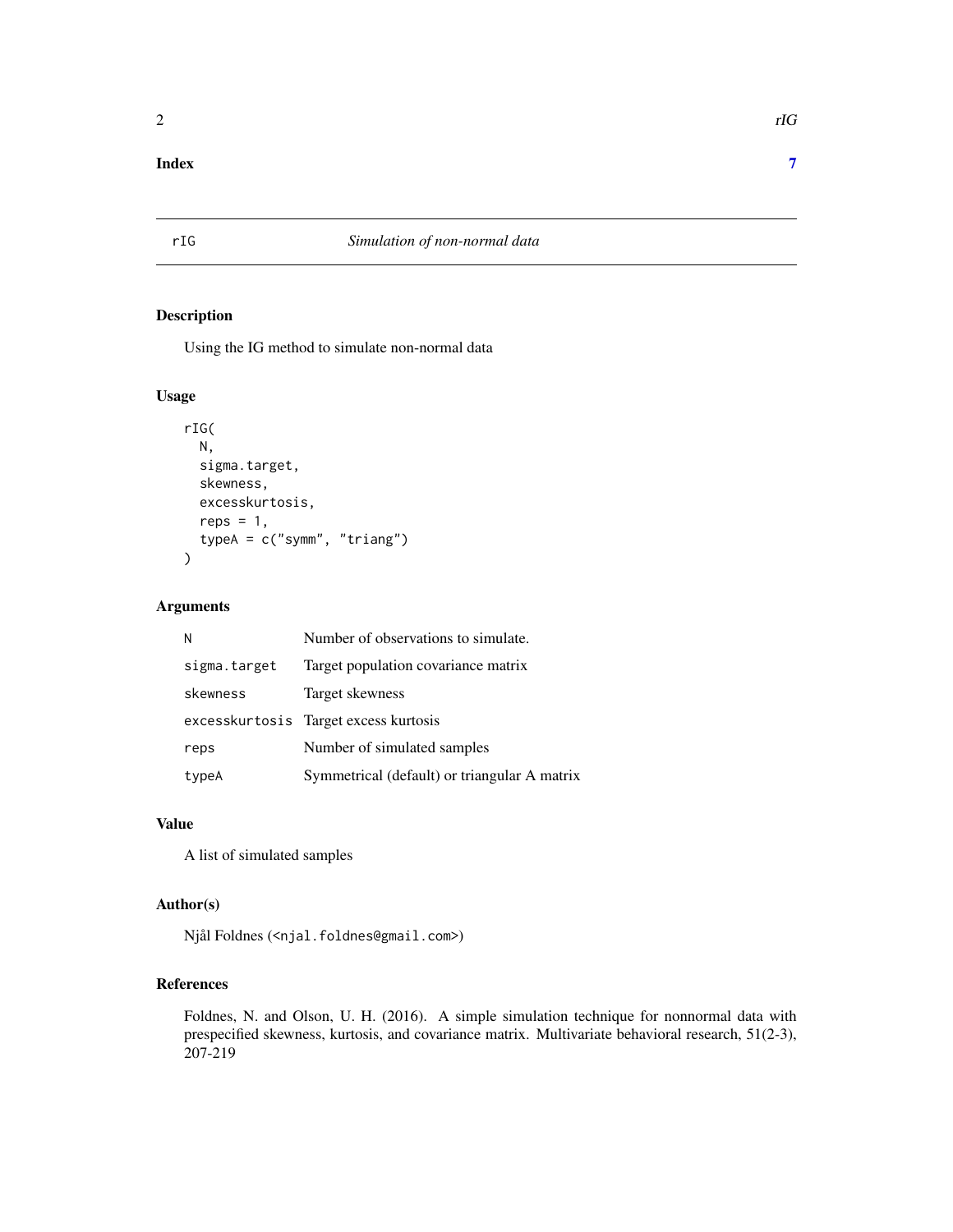**Index** **7**

## rIG *Simulation of non-normal data*

### Description

Using the IG method to simulate non-normal data

### Usage

```
rIG(
  N,
  sigma.target,
  skewness,
  excesskurtosis,
  reps = 1,
  typeA = c("symm", "triang")
)
```

### Arguments

| | |
|---|---|
| N | Number of observations to simulate. |
| sigma.target | Target population covariance matrix |
| skewness | Target skewness |
| excesskurtosis | Target excess kurtosis |
| reps | Number of simulated samples |
| typeA | Symmetrical (default) or triangular A matrix |

### Value

A list of simulated samples

### Author(s)

Njål Foldnes (<njal.foldnes@gmail.com>)

### References

Foldnes, N. and Olson, U. H. (2016). A simple simulation technique for nonnormal data with prespecified skewness, kurtosis, and covariance matrix. Multivariate behavioral research, 51(2-3), 207-219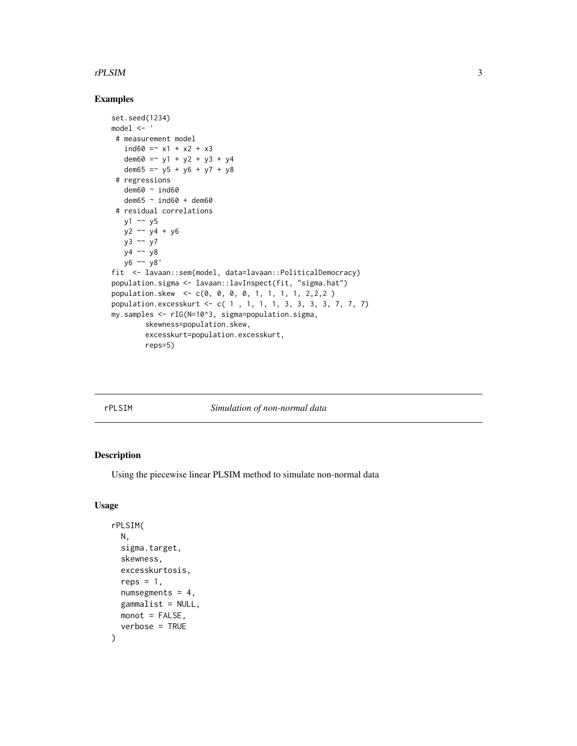### Examples

```
set.seed(1234)
model <- '
 # measurement model
   ind60 =~ x1 + x2 + x3
   dem60 =~ y1 + y2 + y3 + y4
   dem65 =~ y5 + y6 + y7 + y8
 # regressions
   dem60 ~ ind60
   dem65 ~ ind60 + dem60
 # residual correlations
   y1 ~~ y5
   y2 ~~ y4 + y6
   y3 ~~ y7
   y4 ~~ y8
   y6 ~~ y8'
fit  <- lavaan::sem(model, data=lavaan::PoliticalDemocracy)
population.sigma <- lavaan::lavInspect(fit, "sigma.hat")
population.skew  <- c(0, 0, 0, 0, 1, 1, 1, 1, 2,2,2 )
population.excesskurt <- c( 1 , 1, 1, 1, 3, 3, 3, 3, 7, 7, 7)
my.samples <- rIG(N=10^3, sigma=population.sigma,
        skewness=population.skew,
        excesskurt=population.excesskurt,
        reps=5)
```

---

## rPLSIM *Simulation of non-normal data*

---

### Description

Using the piecewise linear PLSIM method to simulate non-normal data

### Usage

```
rPLSIM(
  N,
  sigma.target,
  skewness,
  excesskurtosis,
  reps = 1,
  numsegments = 4,
  gammalist = NULL,
  monot = FALSE,
  verbose = TRUE
)
```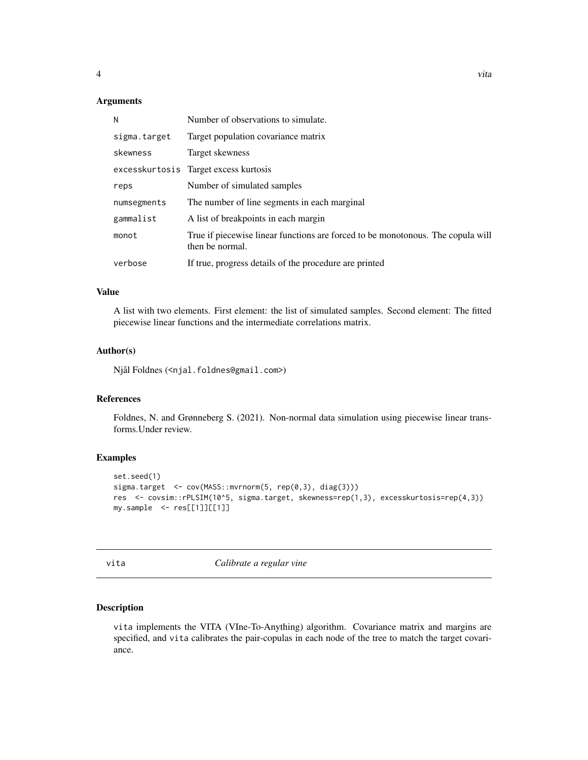### Arguments

| | |
|---|---|
| N | Number of observations to simulate. |
| sigma.target | Target population covariance matrix |
| skewness | Target skewness |
| excesskurtosis | Target excess kurtosis |
| reps | Number of simulated samples |
| numsegments | The number of line segments in each marginal |
| gammalist | A list of breakpoints in each margin |
| monot | True if piecewise linear functions are forced to be monotonous. The copula will then be normal. |
| verbose | If true, progress details of the procedure are printed |

### Value

A list with two elements. First element: the list of simulated samples. Second element: The fitted piecewise linear functions and the intermediate correlations matrix.

### Author(s)

Njål Foldnes (<njal.foldnes@gmail.com>)

### References

Foldnes, N. and Grønneberg S. (2021). Non-normal data simulation using piecewise linear transforms.Under review.

### Examples

```
set.seed(1)
sigma.target  <- cov(MASS::mvrnorm(5, rep(0,3), diag(3)))
res  <- covsim::rPLSIM(10^5, sigma.target, skewness=rep(1,3), excesskurtosis=rep(4,3))
my.sample  <- res[[1]][[1]]
```

---

## vita — *Calibrate a regular vine*

### Description

vita implements the VITA (VIne-To-Anything) algorithm. Covariance matrix and margins are specified, and vita calibrates the pair-copulas in each node of the tree to match the target covariance.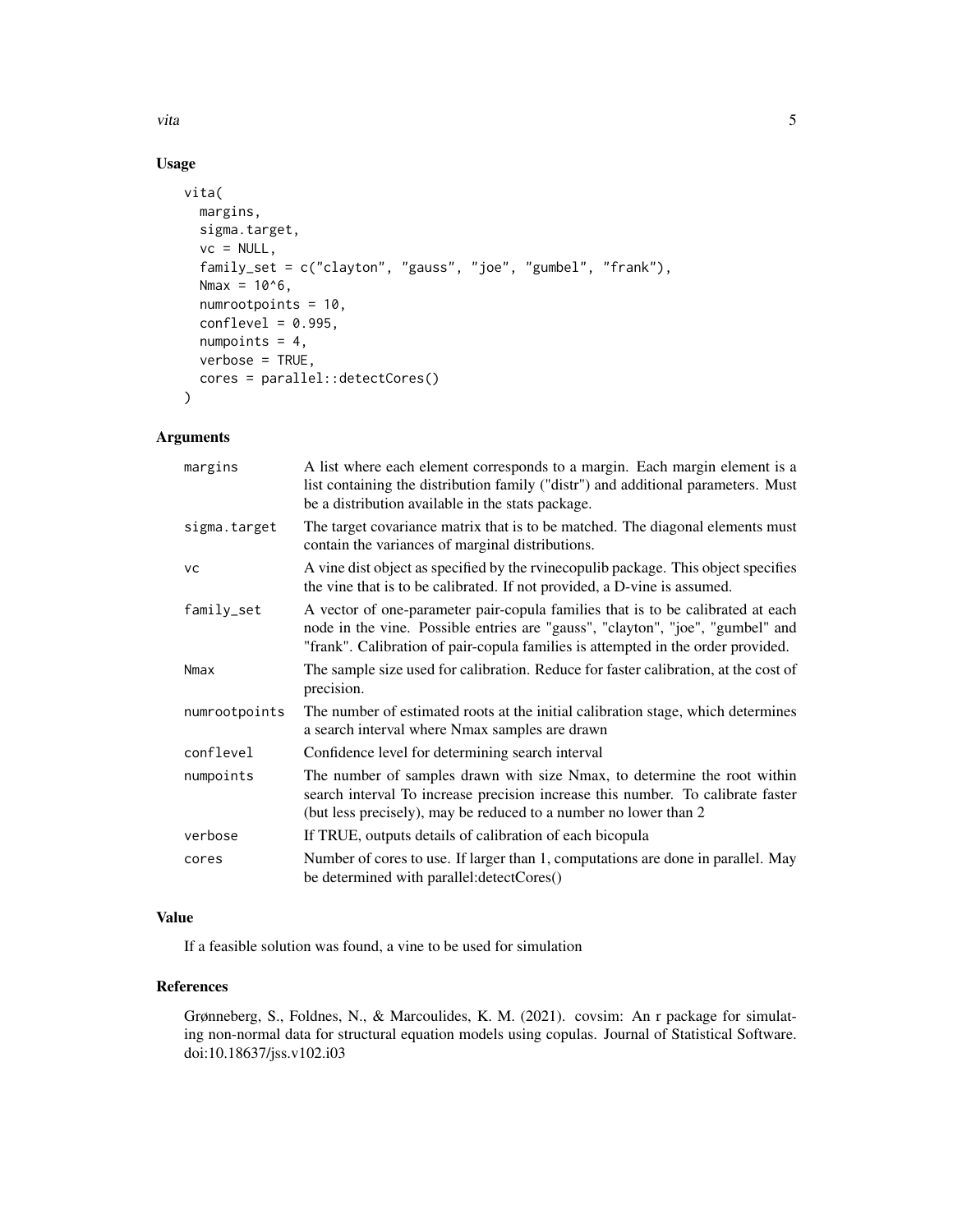## Usage

```
vita(
  margins,
  sigma.target,
  vc = NULL,
  family_set = c("clayton", "gauss", "joe", "gumbel", "frank"),
  Nmax = 10^6,
  numrootpoints = 10,
  conflevel = 0.995,
  numpoints = 4,
  verbose = TRUE,
  cores = parallel::detectCores()
)
```

## Arguments

| | |
|---|---|
| margins | A list where each element corresponds to a margin. Each margin element is a list containing the distribution family ("distr") and additional parameters. Must be a distribution available in the stats package. |
| sigma.target | The target covariance matrix that is to be matched. The diagonal elements must contain the variances of marginal distributions. |
| vc | A vine dist object as specified by the rvinecopulib package. This object specifies the vine that is to be calibrated. If not provided, a D-vine is assumed. |
| family_set | A vector of one-parameter pair-copula families that is to be calibrated at each node in the vine. Possible entries are "gauss", "clayton", "joe", "gumbel" and "frank". Calibration of pair-copula families is attempted in the order provided. |
| Nmax | The sample size used for calibration. Reduce for faster calibration, at the cost of precision. |
| numrootpoints | The number of estimated roots at the initial calibration stage, which determines a search interval where Nmax samples are drawn |
| conflevel | Confidence level for determining search interval |
| numpoints | The number of samples drawn with size Nmax, to determine the root within search interval To increase precision increase this number. To calibrate faster (but less precisely), may be reduced to a number no lower than 2 |
| verbose | If TRUE, outputs details of calibration of each bicopula |
| cores | Number of cores to use. If larger than 1, computations are done in parallel. May be determined with parallel:detectCores() |

## Value

If a feasible solution was found, a vine to be used for simulation

## References

Grønneberg, S., Foldnes, N., & Marcoulides, K. M. (2021). covsim: An r package for simulating non-normal data for structural equation models using copulas. Journal of Statistical Software. doi:10.18637/jss.v102.i03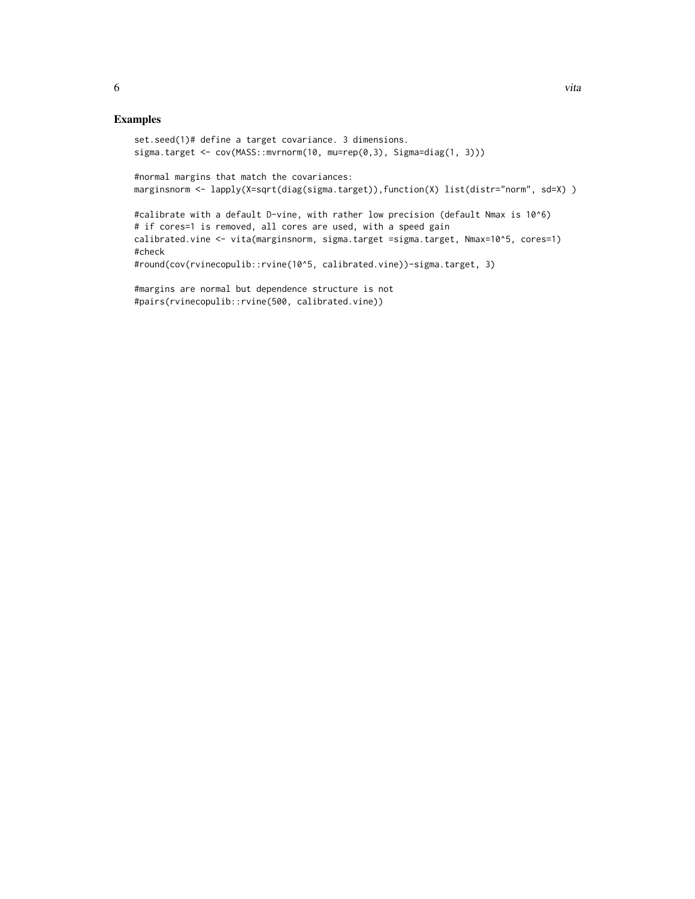## Examples

```
set.seed(1)# define a target covariance. 3 dimensions.
sigma.target <- cov(MASS::mvrnorm(10, mu=rep(0,3), Sigma=diag(1, 3)))

#normal margins that match the covariances:
marginsnorm <- lapply(X=sqrt(diag(sigma.target)),function(X) list(distr="norm", sd=X) )

#calibrate with a default D-vine, with rather low precision (default Nmax is 10^6)
# if cores=1 is removed, all cores are used, with a speed gain
calibrated.vine <- vita(marginsnorm, sigma.target =sigma.target, Nmax=10^5, cores=1)
#check
#round(cov(rvinecopulib::rvine(10^5, calibrated.vine))-sigma.target, 3)

#margins are normal but dependence structure is not
#pairs(rvinecopulib::rvine(500, calibrated.vine))
```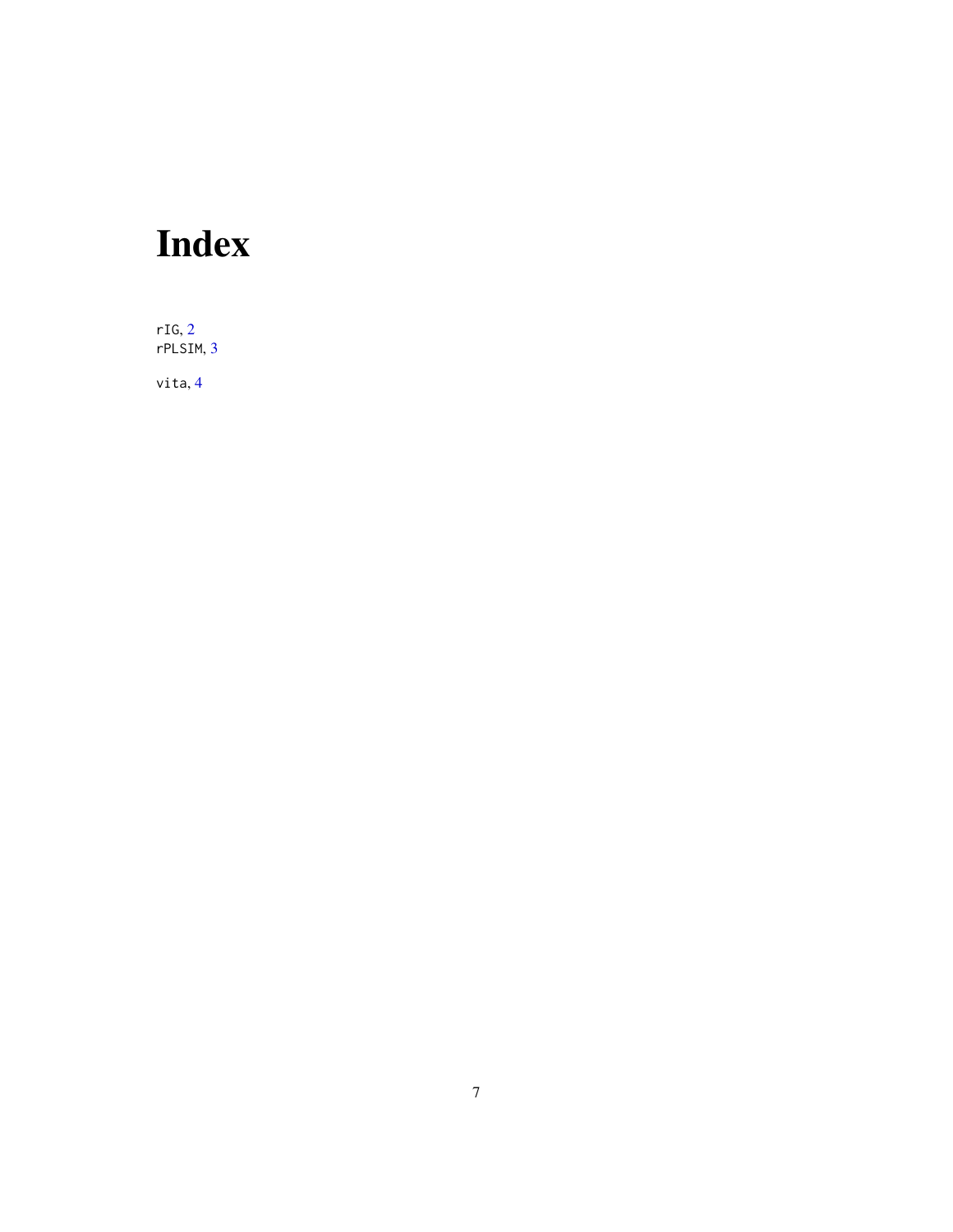# Index

rIG, 2
rPLSIM, 3

vita, 4